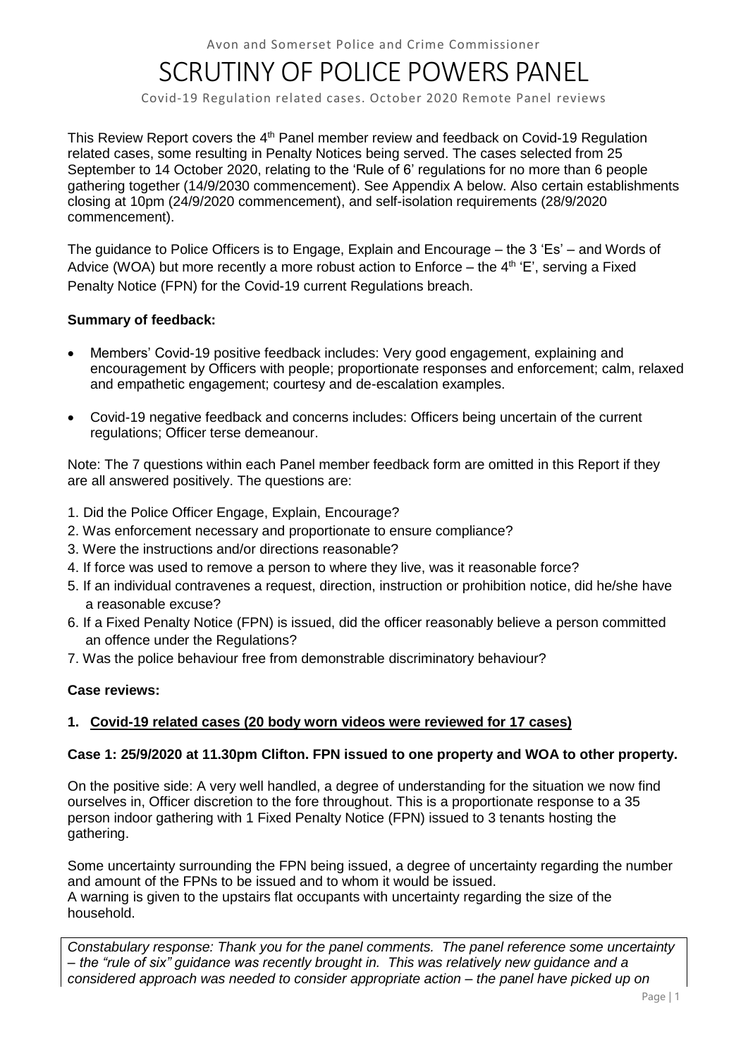Avon and Somerset Police and Crime Commissioner

# SCRUTINY OF POLICE POWERS PANEL

Covid-19 Regulation related cases. October 2020 Remote Panel reviews

This Review Report covers the 4th Panel member review and feedback on Covid-19 Regulation related cases, some resulting in Penalty Notices being served. The cases selected from 25 September to 14 October 2020, relating to the 'Rule of 6' regulations for no more than 6 people gathering together (14/9/2030 commencement). See Appendix A below. Also certain establishments closing at 10pm (24/9/2020 commencement), and self-isolation requirements (28/9/2020 commencement).

The guidance to Police Officers is to Engage, Explain and Encourage – the 3 'Es' – and Words of Advice (WOA) but more recently a more robust action to Enforce – the 4th 'E', serving a Fixed Penalty Notice (FPN) for the Covid-19 current Regulations breach.

**Summary of feedback:**

- Members' Covid-19 positive feedback includes: Very good engagement, explaining and encouragement by Officers with people; proportionate responses and enforcement; calm, relaxed and empathetic engagement; courtesy and de-escalation examples.
- Covid-19 negative feedback and concerns includes: Officers being uncertain of the current regulations; Officer terse demeanour.

Note: The 7 questions within each Panel member feedback form are omitted in this Report if they are all answered positively. The questions are:

1. Did the Police Officer Engage, Explain, Encourage?
2. Was enforcement necessary and proportionate to ensure compliance?
3. Were the instructions and/or directions reasonable?
4. If force was used to remove a person to where they live, was it reasonable force?
5. If an individual contravenes a request, direction, instruction or prohibition notice, did he/she have a reasonable excuse?
6. If a Fixed Penalty Notice (FPN) is issued, did the officer reasonably believe a person committed an offence under the Regulations?
7. Was the police behaviour free from demonstrable discriminatory behaviour?

**Case reviews:**

**1. Covid-19 related cases (20 body worn videos were reviewed for 17 cases)**

**Case 1: 25/9/2020 at 11.30pm Clifton. FPN issued to one property and WOA to other property.**

On the positive side: A very well handled, a degree of understanding for the situation we now find ourselves in, Officer discretion to the fore throughout. This is a proportionate response to a 35 person indoor gathering with 1 Fixed Penalty Notice (FPN) issued to 3 tenants hosting the gathering.

Some uncertainty surrounding the FPN being issued, a degree of uncertainty regarding the number and amount of the FPNs to be issued and to whom it would be issued.
A warning is given to the upstairs flat occupants with uncertainty regarding the size of the household.

*Constabulary response: Thank you for the panel comments. The panel reference some uncertainty – the "rule of six" guidance was recently brought in. This was relatively new guidance and a considered approach was needed to consider appropriate action – the panel have picked up on*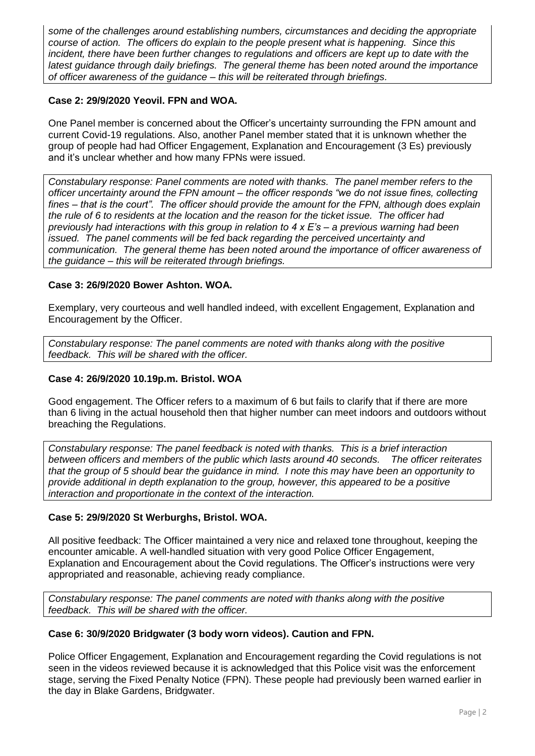*some of the challenges around establishing numbers, circumstances and deciding the appropriate course of action. The officers do explain to the people present what is happening. Since this incident, there have been further changes to regulations and officers are kept up to date with the latest guidance through daily briefings. The general theme has been noted around the importance of officer awareness of the guidance – this will be reiterated through briefings.*

**Case 2: 29/9/2020 Yeovil. FPN and WOA.**

One Panel member is concerned about the Officer's uncertainty surrounding the FPN amount and current Covid-19 regulations. Also, another Panel member stated that it is unknown whether the group of people had had Officer Engagement, Explanation and Encouragement (3 Es) previously and it's unclear whether and how many FPNs were issued.

*Constabulary response: Panel comments are noted with thanks. The panel member refers to the officer uncertainty around the FPN amount – the officer responds "we do not issue fines, collecting fines – that is the court". The officer should provide the amount for the FPN, although does explain the rule of 6 to residents at the location and the reason for the ticket issue. The officer had previously had interactions with this group in relation to 4 x E's – a previous warning had been issued. The panel comments will be fed back regarding the perceived uncertainty and communication. The general theme has been noted around the importance of officer awareness of the guidance – this will be reiterated through briefings.*

**Case 3: 26/9/2020 Bower Ashton. WOA.**

Exemplary, very courteous and well handled indeed, with excellent Engagement, Explanation and Encouragement by the Officer.

*Constabulary response: The panel comments are noted with thanks along with the positive feedback. This will be shared with the officer.*

**Case 4: 26/9/2020 10.19p.m. Bristol. WOA**

Good engagement. The Officer refers to a maximum of 6 but fails to clarify that if there are more than 6 living in the actual household then that higher number can meet indoors and outdoors without breaching the Regulations.

*Constabulary response: The panel feedback is noted with thanks. This is a brief interaction between officers and members of the public which lasts around 40 seconds. The officer reiterates that the group of 5 should bear the guidance in mind. I note this may have been an opportunity to provide additional in depth explanation to the group, however, this appeared to be a positive interaction and proportionate in the context of the interaction.*

**Case 5: 29/9/2020 St Werburghs, Bristol. WOA.**

All positive feedback: The Officer maintained a very nice and relaxed tone throughout, keeping the encounter amicable. A well-handled situation with very good Police Officer Engagement, Explanation and Encouragement about the Covid regulations. The Officer's instructions were very appropriated and reasonable, achieving ready compliance.

*Constabulary response: The panel comments are noted with thanks along with the positive feedback. This will be shared with the officer.*

**Case 6: 30/9/2020 Bridgwater (3 body worn videos). Caution and FPN.**

Police Officer Engagement, Explanation and Encouragement regarding the Covid regulations is not seen in the videos reviewed because it is acknowledged that this Police visit was the enforcement stage, serving the Fixed Penalty Notice (FPN). These people had previously been warned earlier in the day in Blake Gardens, Bridgwater.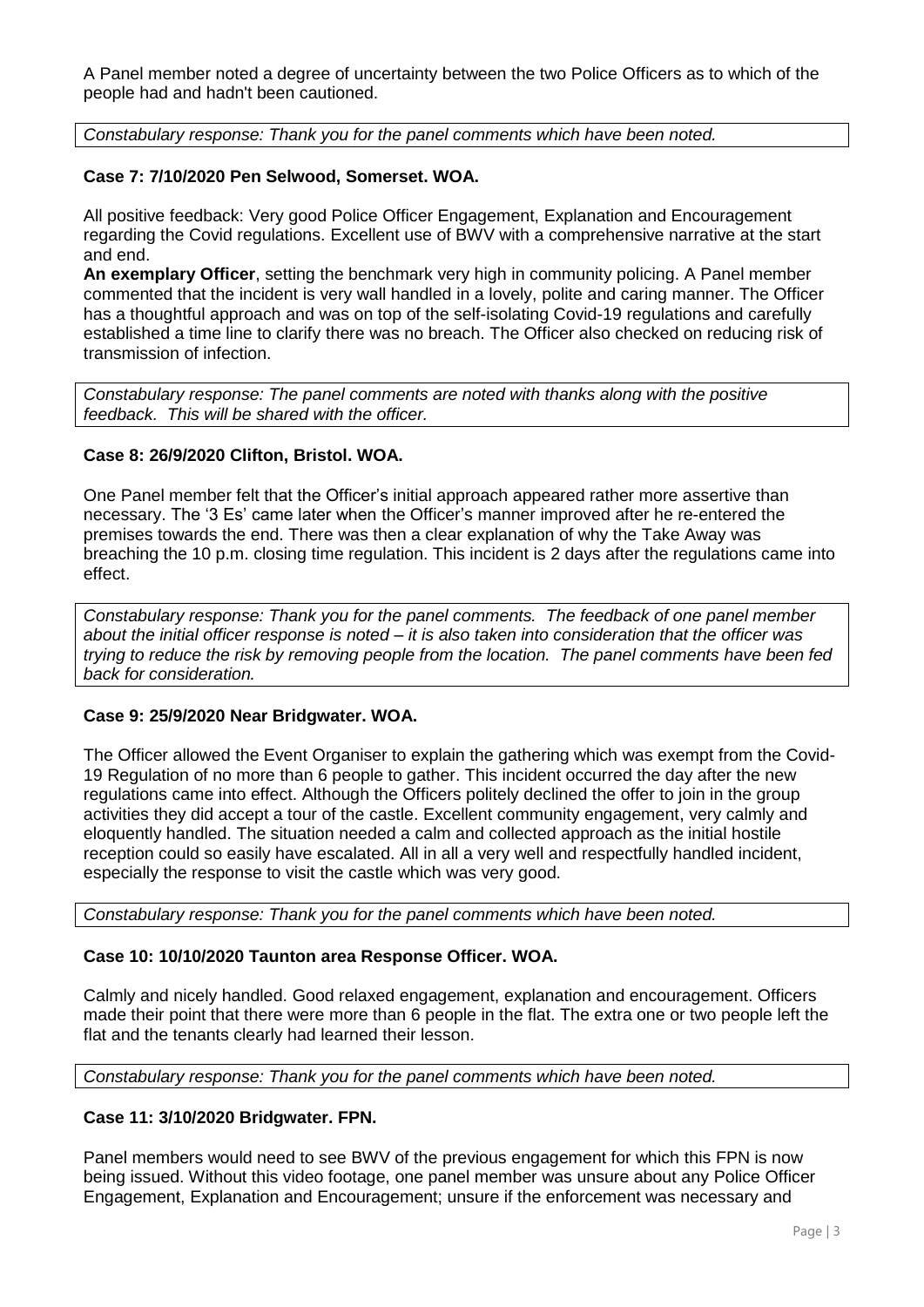A Panel member noted a degree of uncertainty between the two Police Officers as to which of the people had and hadn't been cautioned.

*Constabulary response: Thank you for the panel comments which have been noted.*

**Case 7: 7/10/2020 Pen Selwood, Somerset. WOA.**

All positive feedback: Very good Police Officer Engagement, Explanation and Encouragement regarding the Covid regulations. Excellent use of BWV with a comprehensive narrative at the start and end.

**An exemplary Officer**, setting the benchmark very high in community policing. A Panel member commented that the incident is very wall handled in a lovely, polite and caring manner. The Officer has a thoughtful approach and was on top of the self-isolating Covid-19 regulations and carefully established a time line to clarify there was no breach. The Officer also checked on reducing risk of transmission of infection.

*Constabulary response: The panel comments are noted with thanks along with the positive feedback. This will be shared with the officer.*

**Case 8: 26/9/2020 Clifton, Bristol. WOA.**

One Panel member felt that the Officer's initial approach appeared rather more assertive than necessary. The '3 Es' came later when the Officer's manner improved after he re-entered the premises towards the end. There was then a clear explanation of why the Take Away was breaching the 10 p.m. closing time regulation. This incident is 2 days after the regulations came into effect.

*Constabulary response: Thank you for the panel comments. The feedback of one panel member about the initial officer response is noted – it is also taken into consideration that the officer was trying to reduce the risk by removing people from the location. The panel comments have been fed back for consideration.*

**Case 9: 25/9/2020 Near Bridgwater. WOA.**

The Officer allowed the Event Organiser to explain the gathering which was exempt from the Covid-19 Regulation of no more than 6 people to gather. This incident occurred the day after the new regulations came into effect. Although the Officers politely declined the offer to join in the group activities they did accept a tour of the castle. Excellent community engagement, very calmly and eloquently handled. The situation needed a calm and collected approach as the initial hostile reception could so easily have escalated. All in all a very well and respectfully handled incident, especially the response to visit the castle which was very good.

*Constabulary response: Thank you for the panel comments which have been noted.*

**Case 10: 10/10/2020 Taunton area Response Officer. WOA.**

Calmly and nicely handled. Good relaxed engagement, explanation and encouragement. Officers made their point that there were more than 6 people in the flat. The extra one or two people left the flat and the tenants clearly had learned their lesson.

*Constabulary response: Thank you for the panel comments which have been noted.*

**Case 11: 3/10/2020 Bridgwater. FPN.**

Panel members would need to see BWV of the previous engagement for which this FPN is now being issued. Without this video footage, one panel member was unsure about any Police Officer Engagement, Explanation and Encouragement; unsure if the enforcement was necessary and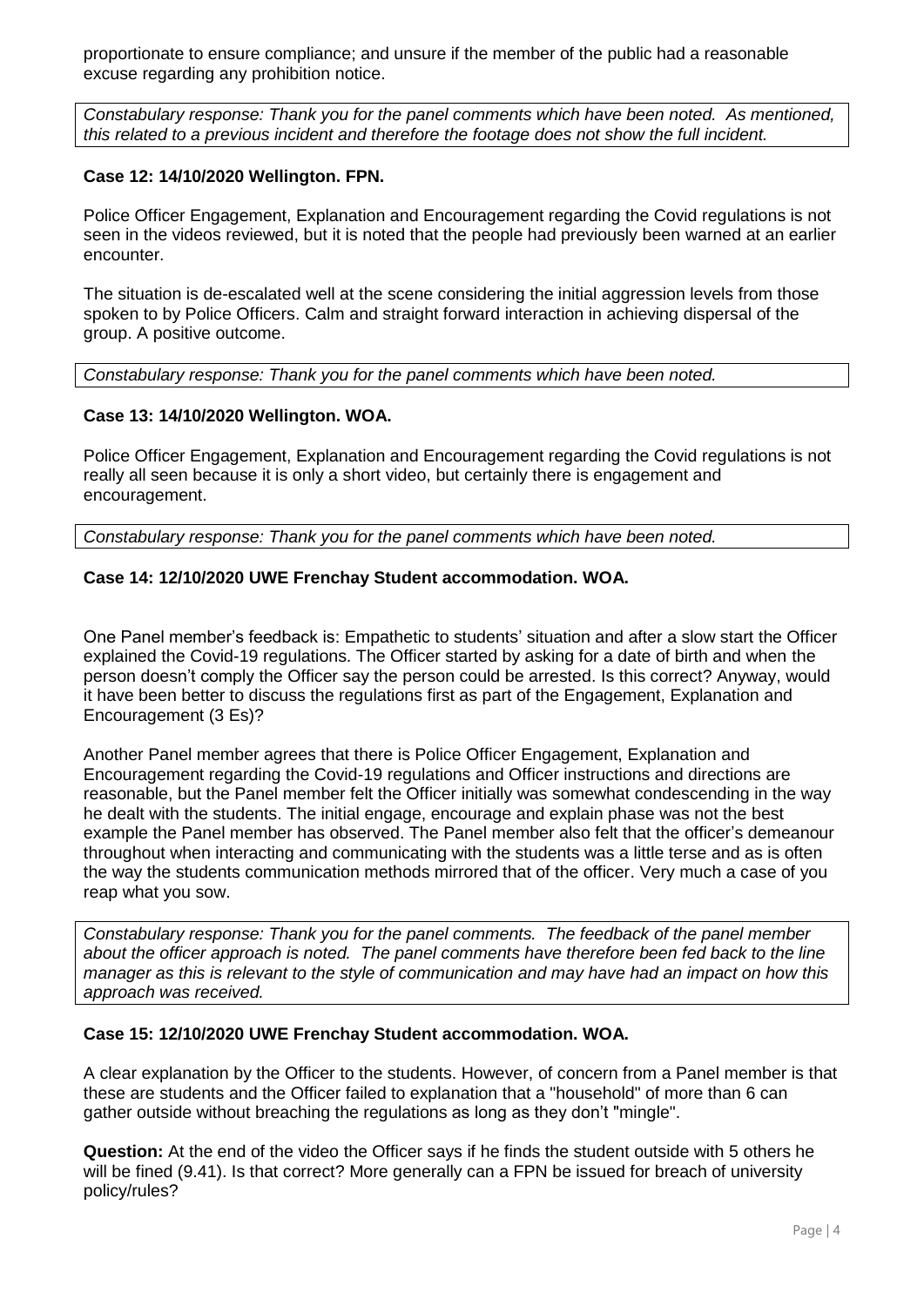proportionate to ensure compliance; and unsure if the member of the public had a reasonable excuse regarding any prohibition notice.

*Constabulary response: Thank you for the panel comments which have been noted. As mentioned, this related to a previous incident and therefore the footage does not show the full incident.*

**Case 12: 14/10/2020 Wellington. FPN.**

Police Officer Engagement, Explanation and Encouragement regarding the Covid regulations is not seen in the videos reviewed, but it is noted that the people had previously been warned at an earlier encounter.

The situation is de-escalated well at the scene considering the initial aggression levels from those spoken to by Police Officers. Calm and straight forward interaction in achieving dispersal of the group. A positive outcome.

*Constabulary response: Thank you for the panel comments which have been noted.*

**Case 13: 14/10/2020 Wellington. WOA.**

Police Officer Engagement, Explanation and Encouragement regarding the Covid regulations is not really all seen because it is only a short video, but certainly there is engagement and encouragement.

*Constabulary response: Thank you for the panel comments which have been noted.*

**Case 14: 12/10/2020 UWE Frenchay Student accommodation. WOA.**

One Panel member's feedback is: Empathetic to students' situation and after a slow start the Officer explained the Covid-19 regulations. The Officer started by asking for a date of birth and when the person doesn't comply the Officer say the person could be arrested. Is this correct? Anyway, would it have been better to discuss the regulations first as part of the Engagement, Explanation and Encouragement (3 Es)?

Another Panel member agrees that there is Police Officer Engagement, Explanation and Encouragement regarding the Covid-19 regulations and Officer instructions and directions are reasonable, but the Panel member felt the Officer initially was somewhat condescending in the way he dealt with the students. The initial engage, encourage and explain phase was not the best example the Panel member has observed. The Panel member also felt that the officer's demeanour throughout when interacting and communicating with the students was a little terse and as is often the way the students communication methods mirrored that of the officer. Very much a case of you reap what you sow.

*Constabulary response: Thank you for the panel comments. The feedback of the panel member about the officer approach is noted. The panel comments have therefore been fed back to the line manager as this is relevant to the style of communication and may have had an impact on how this approach was received.*

**Case 15: 12/10/2020 UWE Frenchay Student accommodation. WOA.**

A clear explanation by the Officer to the students. However, of concern from a Panel member is that these are students and the Officer failed to explanation that a "household" of more than 6 can gather outside without breaching the regulations as long as they don't "mingle".

**Question:** At the end of the video the Officer says if he finds the student outside with 5 others he will be fined (9.41). Is that correct? More generally can a FPN be issued for breach of university policy/rules?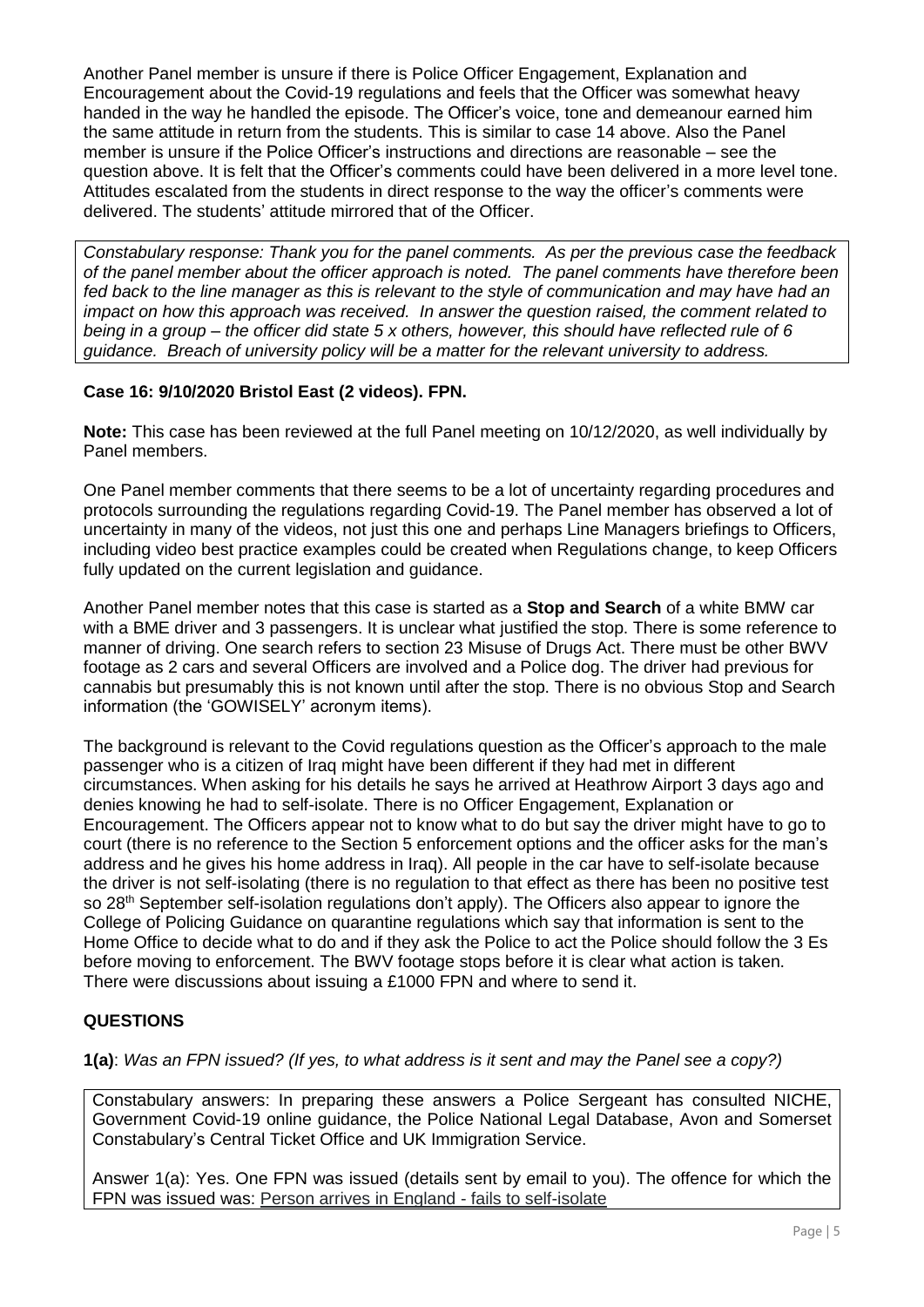Another Panel member is unsure if there is Police Officer Engagement, Explanation and Encouragement about the Covid-19 regulations and feels that the Officer was somewhat heavy handed in the way he handled the episode. The Officer's voice, tone and demeanour earned him the same attitude in return from the students. This is similar to case 14 above. Also the Panel member is unsure if the Police Officer's instructions and directions are reasonable – see the question above. It is felt that the Officer's comments could have been delivered in a more level tone. Attitudes escalated from the students in direct response to the way the officer's comments were delivered. The students' attitude mirrored that of the Officer.

*Constabulary response: Thank you for the panel comments. As per the previous case the feedback of the panel member about the officer approach is noted. The panel comments have therefore been fed back to the line manager as this is relevant to the style of communication and may have had an impact on how this approach was received. In answer the question raised, the comment related to being in a group – the officer did state 5 x others, however, this should have reflected rule of 6 guidance. Breach of university policy will be a matter for the relevant university to address.*

**Case 16: 9/10/2020 Bristol East (2 videos). FPN.**

**Note:** This case has been reviewed at the full Panel meeting on 10/12/2020, as well individually by Panel members.

One Panel member comments that there seems to be a lot of uncertainty regarding procedures and protocols surrounding the regulations regarding Covid-19. The Panel member has observed a lot of uncertainty in many of the videos, not just this one and perhaps Line Managers briefings to Officers, including video best practice examples could be created when Regulations change, to keep Officers fully updated on the current legislation and guidance.

Another Panel member notes that this case is started as a **Stop and Search** of a white BMW car with a BME driver and 3 passengers. It is unclear what justified the stop. There is some reference to manner of driving. One search refers to section 23 Misuse of Drugs Act. There must be other BWV footage as 2 cars and several Officers are involved and a Police dog. The driver had previous for cannabis but presumably this is not known until after the stop. There is no obvious Stop and Search information (the 'GOWISELY' acronym items).

The background is relevant to the Covid regulations question as the Officer's approach to the male passenger who is a citizen of Iraq might have been different if they had met in different circumstances. When asking for his details he says he arrived at Heathrow Airport 3 days ago and denies knowing he had to self-isolate. There is no Officer Engagement, Explanation or Encouragement. The Officers appear not to know what to do but say the driver might have to go to court (there is no reference to the Section 5 enforcement options and the officer asks for the man's address and he gives his home address in Iraq). All people in the car have to self-isolate because the driver is not self-isolating (there is no regulation to that effect as there has been no positive test so 28th September self-isolation regulations don't apply). The Officers also appear to ignore the College of Policing Guidance on quarantine regulations which say that information is sent to the Home Office to decide what to do and if they ask the Police to act the Police should follow the 3 Es before moving to enforcement. The BWV footage stops before it is clear what action is taken. There were discussions about issuing a £1000 FPN and where to send it.

**QUESTIONS**

**1(a)**: *Was an FPN issued? (If yes, to what address is it sent and may the Panel see a copy?)*

Constabulary answers: In preparing these answers a Police Sergeant has consulted NICHE, Government Covid-19 online guidance, the Police National Legal Database, Avon and Somerset Constabulary's Central Ticket Office and UK Immigration Service.

Answer 1(a): Yes. One FPN was issued (details sent by email to you). The offence for which the FPN was issued was: Person arrives in England - fails to self-isolate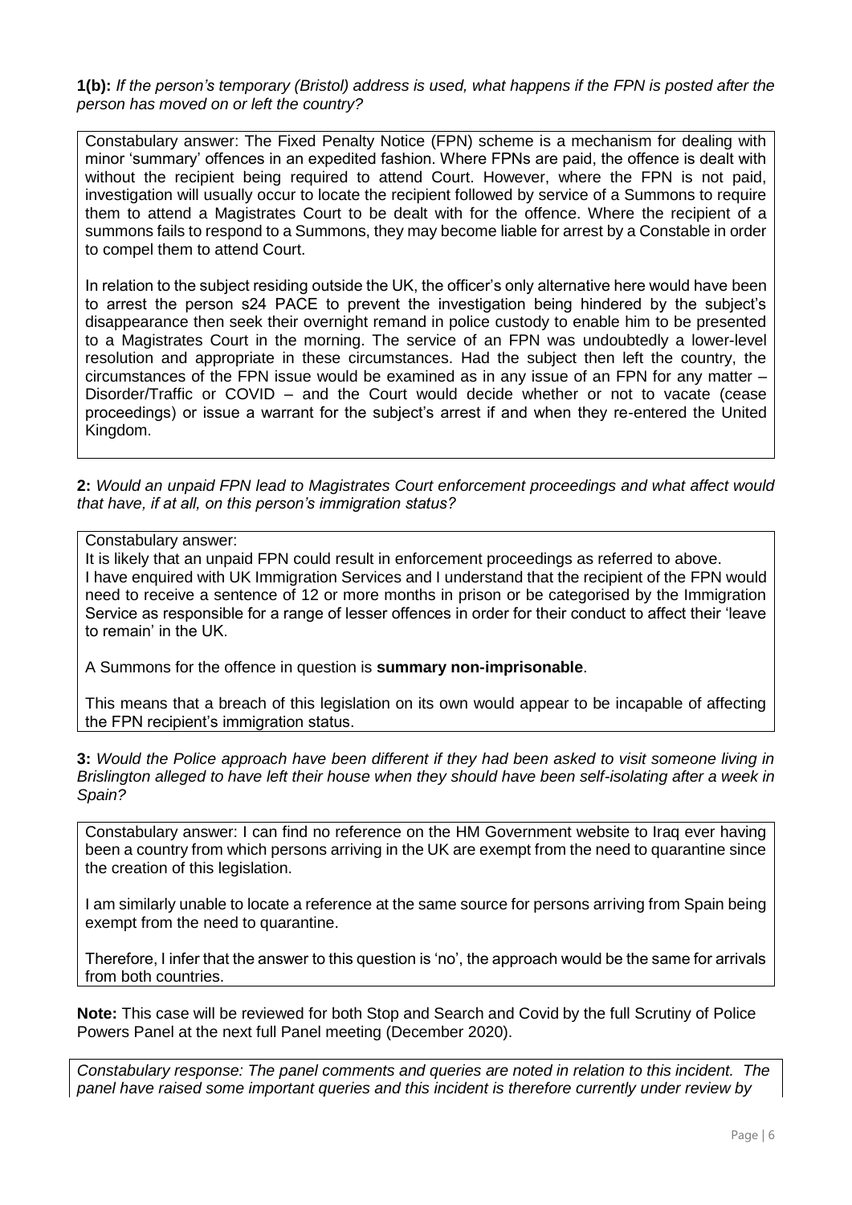**1(b):** *If the person's temporary (Bristol) address is used, what happens if the FPN is posted after the person has moved on or left the country?*

Constabulary answer: The Fixed Penalty Notice (FPN) scheme is a mechanism for dealing with minor 'summary' offences in an expedited fashion. Where FPNs are paid, the offence is dealt with without the recipient being required to attend Court. However, where the FPN is not paid, investigation will usually occur to locate the recipient followed by service of a Summons to require them to attend a Magistrates Court to be dealt with for the offence. Where the recipient of a summons fails to respond to a Summons, they may become liable for arrest by a Constable in order to compel them to attend Court.

In relation to the subject residing outside the UK, the officer's only alternative here would have been to arrest the person s24 PACE to prevent the investigation being hindered by the subject's disappearance then seek their overnight remand in police custody to enable him to be presented to a Magistrates Court in the morning. The service of an FPN was undoubtedly a lower-level resolution and appropriate in these circumstances. Had the subject then left the country, the circumstances of the FPN issue would be examined as in any issue of an FPN for any matter – Disorder/Traffic or COVID – and the Court would decide whether or not to vacate (cease proceedings) or issue a warrant for the subject's arrest if and when they re-entered the United Kingdom.

**2:** *Would an unpaid FPN lead to Magistrates Court enforcement proceedings and what affect would that have, if at all, on this person's immigration status?*

Constabulary answer:
It is likely that an unpaid FPN could result in enforcement proceedings as referred to above.
I have enquired with UK Immigration Services and I understand that the recipient of the FPN would need to receive a sentence of 12 or more months in prison or be categorised by the Immigration Service as responsible for a range of lesser offences in order for their conduct to affect their 'leave to remain' in the UK.

A Summons for the offence in question is **summary non-imprisonable**.

This means that a breach of this legislation on its own would appear to be incapable of affecting the FPN recipient's immigration status.

**3:** *Would the Police approach have been different if they had been asked to visit someone living in Brislington alleged to have left their house when they should have been self-isolating after a week in Spain?*

Constabulary answer: I can find no reference on the HM Government website to Iraq ever having been a country from which persons arriving in the UK are exempt from the need to quarantine since the creation of this legislation.

I am similarly unable to locate a reference at the same source for persons arriving from Spain being exempt from the need to quarantine.

Therefore, I infer that the answer to this question is 'no', the approach would be the same for arrivals from both countries.

**Note:** This case will be reviewed for both Stop and Search and Covid by the full Scrutiny of Police Powers Panel at the next full Panel meeting (December 2020).

*Constabulary response: The panel comments and queries are noted in relation to this incident. The panel have raised some important queries and this incident is therefore currently under review by*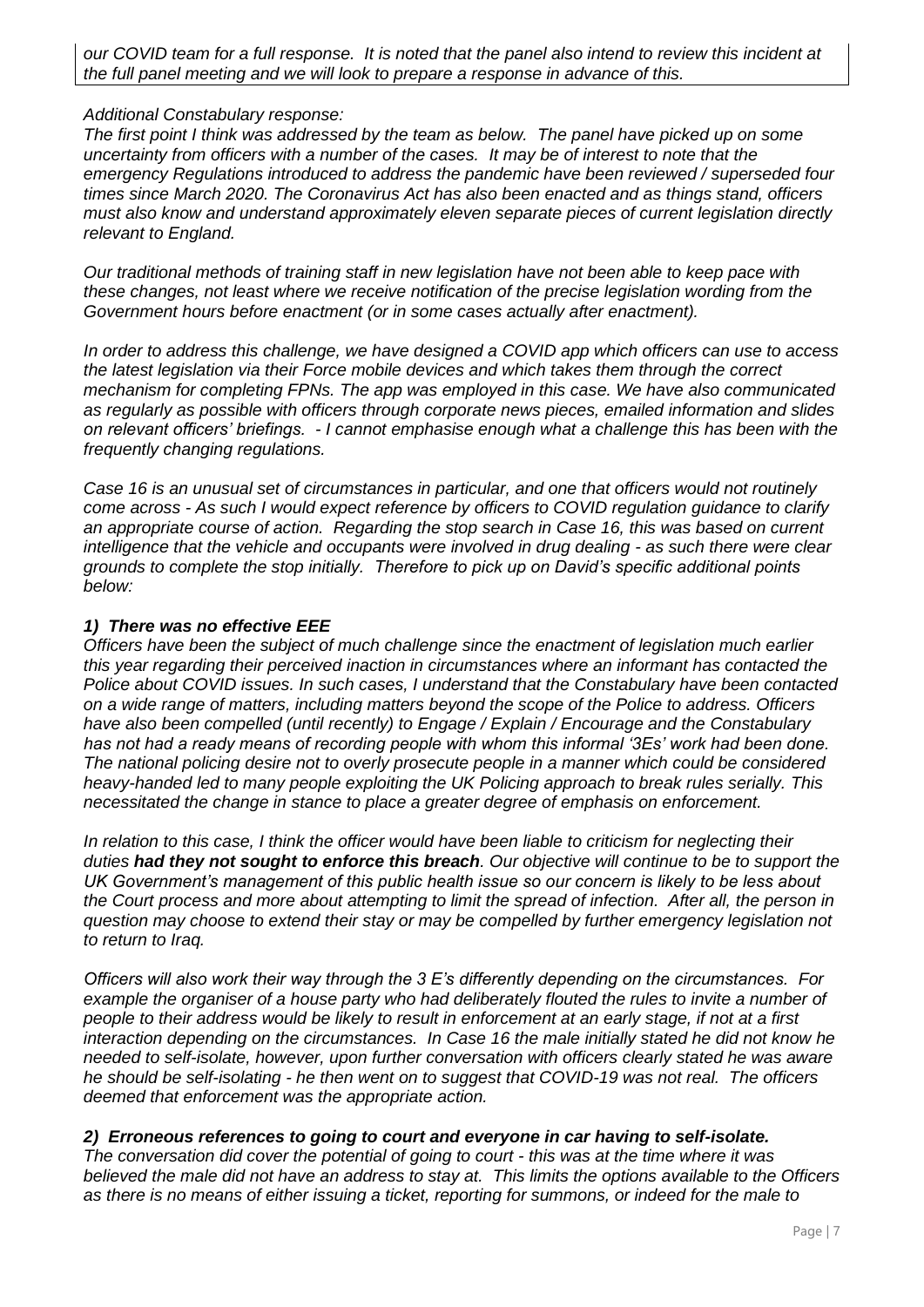*our COVID team for a full response. It is noted that the panel also intend to review this incident at the full panel meeting and we will look to prepare a response in advance of this.*

*Additional Constabulary response:*

*The first point I think was addressed by the team as below. The panel have picked up on some uncertainty from officers with a number of the cases. It may be of interest to note that the emergency Regulations introduced to address the pandemic have been reviewed / superseded four times since March 2020. The Coronavirus Act has also been enacted and as things stand, officers must also know and understand approximately eleven separate pieces of current legislation directly relevant to England.*

*Our traditional methods of training staff in new legislation have not been able to keep pace with these changes, not least where we receive notification of the precise legislation wording from the Government hours before enactment (or in some cases actually after enactment).*

*In order to address this challenge, we have designed a COVID app which officers can use to access the latest legislation via their Force mobile devices and which takes them through the correct mechanism for completing FPNs. The app was employed in this case. We have also communicated as regularly as possible with officers through corporate news pieces, emailed information and slides on relevant officers' briefings. - I cannot emphasise enough what a challenge this has been with the frequently changing regulations.*

*Case 16 is an unusual set of circumstances in particular, and one that officers would not routinely come across - As such I would expect reference by officers to COVID regulation guidance to clarify an appropriate course of action. Regarding the stop search in Case 16, this was based on current intelligence that the vehicle and occupants were involved in drug dealing - as such there were clear grounds to complete the stop initially. Therefore to pick up on David's specific additional points below:*

***1) There was no effective EEE***

*Officers have been the subject of much challenge since the enactment of legislation much earlier this year regarding their perceived inaction in circumstances where an informant has contacted the Police about COVID issues. In such cases, I understand that the Constabulary have been contacted on a wide range of matters, including matters beyond the scope of the Police to address. Officers have also been compelled (until recently) to Engage / Explain / Encourage and the Constabulary has not had a ready means of recording people with whom this informal '3Es' work had been done. The national policing desire not to overly prosecute people in a manner which could be considered heavy-handed led to many people exploiting the UK Policing approach to break rules serially. This necessitated the change in stance to place a greater degree of emphasis on enforcement.*

*In relation to this case, I think the officer would have been liable to criticism for neglecting their duties **had they not sought to enforce this breach**. Our objective will continue to be to support the UK Government's management of this public health issue so our concern is likely to be less about the Court process and more about attempting to limit the spread of infection. After all, the person in question may choose to extend their stay or may be compelled by further emergency legislation not to return to Iraq.*

*Officers will also work their way through the 3 E's differently depending on the circumstances. For example the organiser of a house party who had deliberately flouted the rules to invite a number of people to their address would be likely to result in enforcement at an early stage, if not at a first interaction depending on the circumstances. In Case 16 the male initially stated he did not know he needed to self-isolate, however, upon further conversation with officers clearly stated he was aware he should be self-isolating - he then went on to suggest that COVID-19 was not real. The officers deemed that enforcement was the appropriate action.*

***2) Erroneous references to going to court and everyone in car having to self-isolate.***

*The conversation did cover the potential of going to court - this was at the time where it was believed the male did not have an address to stay at. This limits the options available to the Officers as there is no means of either issuing a ticket, reporting for summons, or indeed for the male to*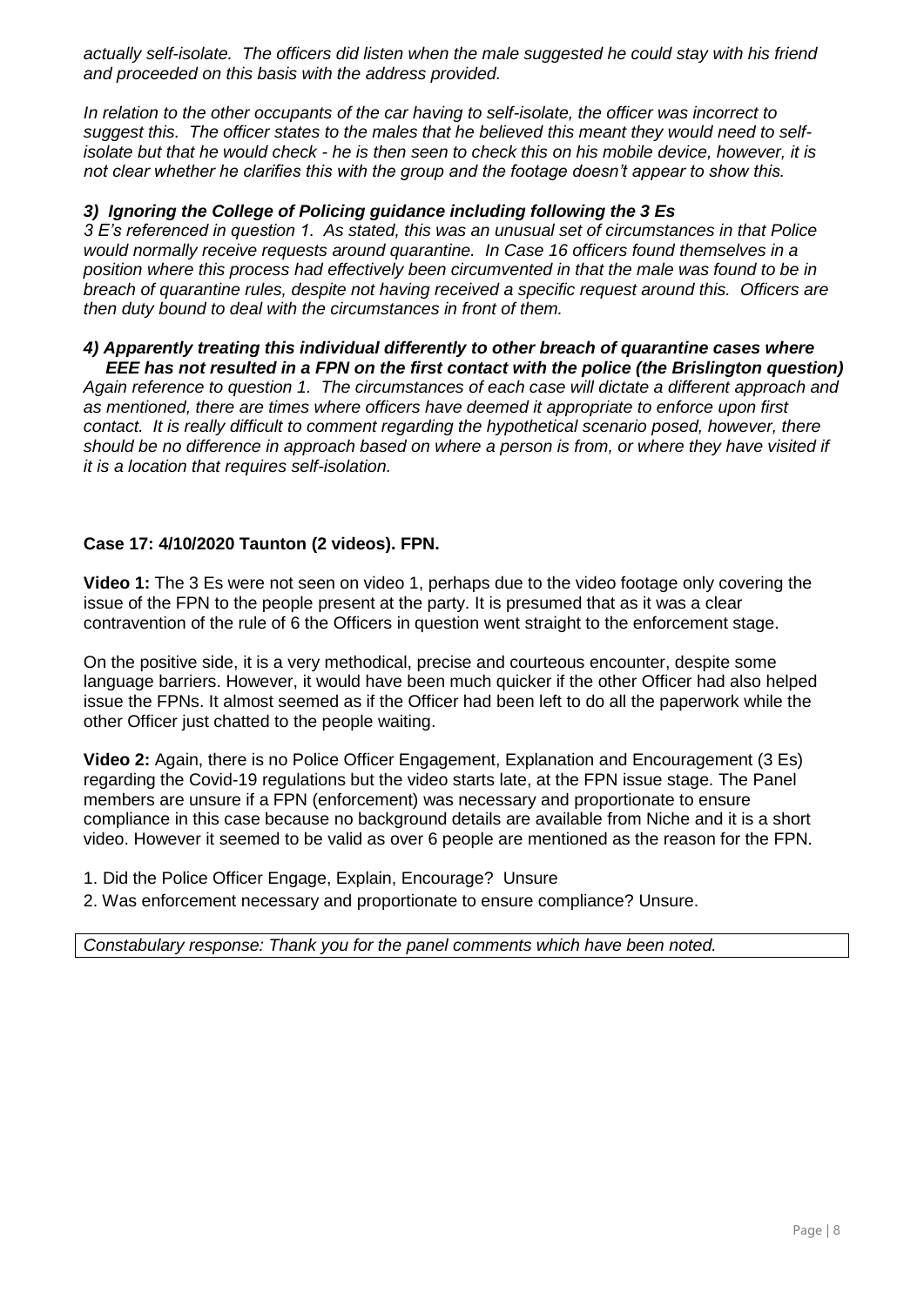*actually self-isolate. The officers did listen when the male suggested he could stay with his friend and proceeded on this basis with the address provided.*

*In relation to the other occupants of the car having to self-isolate, the officer was incorrect to suggest this. The officer states to the males that he believed this meant they would need to self-isolate but that he would check - he is then seen to check this on his mobile device, however, it is not clear whether he clarifies this with the group and the footage doesn't appear to show this.*

***3) Ignoring the College of Policing guidance including following the 3 Es***

*3 E's referenced in question 1. As stated, this was an unusual set of circumstances in that Police would normally receive requests around quarantine. In Case 16 officers found themselves in a position where this process had effectively been circumvented in that the male was found to be in breach of quarantine rules, despite not having received a specific request around this. Officers are then duty bound to deal with the circumstances in front of them.*

***4) Apparently treating this individual differently to other breach of quarantine cases where EEE has not resulted in a FPN on the first contact with the police (the Brislington question)***

*Again reference to question 1. The circumstances of each case will dictate a different approach and as mentioned, there are times where officers have deemed it appropriate to enforce upon first contact. It is really difficult to comment regarding the hypothetical scenario posed, however, there should be no difference in approach based on where a person is from, or where they have visited if it is a location that requires self-isolation.*

**Case 17: 4/10/2020 Taunton (2 videos). FPN.**

**Video 1:** The 3 Es were not seen on video 1, perhaps due to the video footage only covering the issue of the FPN to the people present at the party. It is presumed that as it was a clear contravention of the rule of 6 the Officers in question went straight to the enforcement stage.

On the positive side, it is a very methodical, precise and courteous encounter, despite some language barriers. However, it would have been much quicker if the other Officer had also helped issue the FPNs. It almost seemed as if the Officer had been left to do all the paperwork while the other Officer just chatted to the people waiting.

**Video 2:** Again, there is no Police Officer Engagement, Explanation and Encouragement (3 Es) regarding the Covid-19 regulations but the video starts late, at the FPN issue stage. The Panel members are unsure if a FPN (enforcement) was necessary and proportionate to ensure compliance in this case because no background details are available from Niche and it is a short video. However it seemed to be valid as over 6 people are mentioned as the reason for the FPN.

1. Did the Police Officer Engage, Explain, Encourage? Unsure
2. Was enforcement necessary and proportionate to ensure compliance? Unsure.

*Constabulary response: Thank you for the panel comments which have been noted.*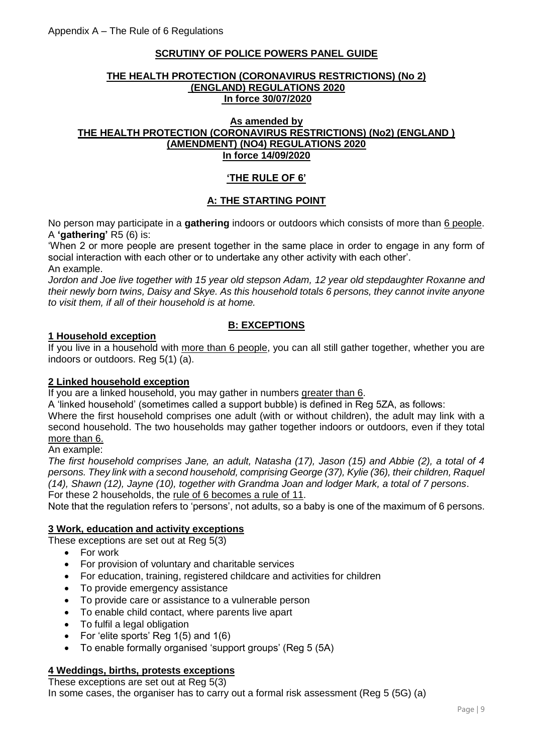Appendix A – The Rule of 6 Regulations

**SCRUTINY OF POLICE POWERS PANEL GUIDE**

**THE HEALTH PROTECTION (CORONAVIRUS RESTRICTIONS) (No 2) (ENGLAND) REGULATIONS 2020**
**In force 30/07/2020**

**As amended by**
**THE HEALTH PROTECTION (CORONAVIRUS RESTRICTIONS) (No2) (ENGLAND ) (AMENDMENT) (NO4) REGULATIONS 2020**
**In force 14/09/2020**

**'THE RULE OF 6'**

## A: THE STARTING POINT

No person may participate in a **gathering** indoors or outdoors which consists of more than 6 people.
A **'gathering'** R5 (6) is:
'When 2 or more people are present together in the same place in order to engage in any form of social interaction with each other or to undertake any other activity with each other'.
An example.
*Jordon and Joe live together with 15 year old stepson Adam, 12 year old stepdaughter Roxanne and their newly born twins, Daisy and Skye. As this household totals 6 persons, they cannot invite anyone to visit them, if all of their household is at home.*

## B: EXCEPTIONS

### 1 Household exception

If you live in a household with more than 6 people, you can all still gather together, whether you are indoors or outdoors. Reg 5(1) (a).

### 2 Linked household exception

If you are a linked household, you may gather in numbers greater than 6.
A 'linked household' (sometimes called a support bubble) is defined in Reg 5ZA, as follows:
Where the first household comprises one adult (with or without children), the adult may link with a second household. The two households may gather together indoors or outdoors, even if they total more than 6.
An example:
*The first household comprises Jane, an adult, Natasha (17), Jason (15) and Abbie (2), a total of 4 persons. They link with a second household, comprising George (37), Kylie (36), their children, Raquel (14), Shawn (12), Jayne (10), together with Grandma Joan and lodger Mark, a total of 7 persons*.
For these 2 households, the rule of 6 becomes a rule of 11.
Note that the regulation refers to 'persons', not adults, so a baby is one of the maximum of 6 persons.

### 3 Work, education and activity exceptions

These exceptions are set out at Reg 5(3)

- For work
- For provision of voluntary and charitable services
- For education, training, registered childcare and activities for children
- To provide emergency assistance
- To provide care or assistance to a vulnerable person
- To enable child contact, where parents live apart
- To fulfil a legal obligation
- For 'elite sports' Reg 1(5) and 1(6)
- To enable formally organised 'support groups' (Reg 5 (5A)

### 4 Weddings, births, protests exceptions

These exceptions are set out at Reg 5(3)
In some cases, the organiser has to carry out a formal risk assessment (Reg 5 (5G) (a)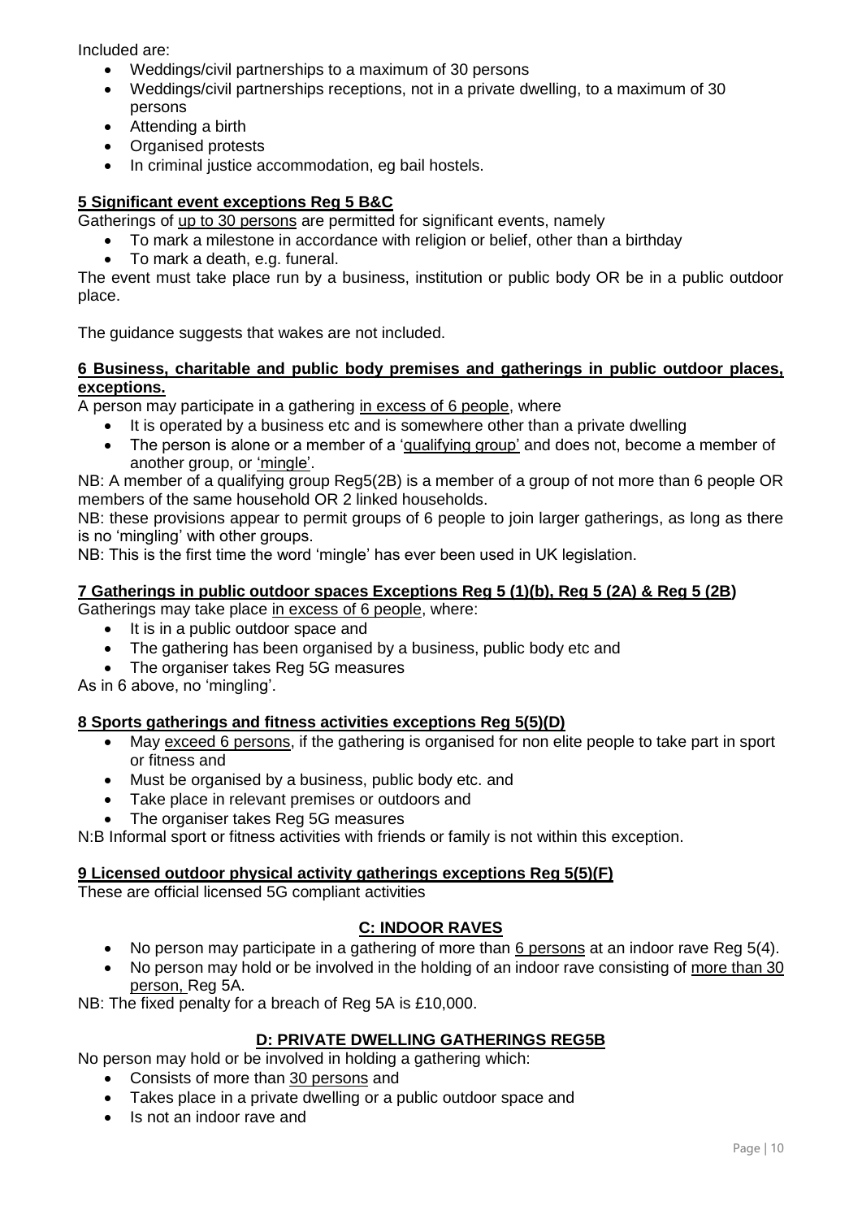Included are:

- Weddings/civil partnerships to a maximum of 30 persons
- Weddings/civil partnerships receptions, not in a private dwelling, to a maximum of 30 persons
- Attending a birth
- Organised protests
- In criminal justice accommodation, eg bail hostels.

**5 Significant event exceptions Reg 5 B&C**

Gatherings of up to 30 persons are permitted for significant events, namely

- To mark a milestone in accordance with religion or belief, other than a birthday
- To mark a death, e.g. funeral.

The event must take place run by a business, institution or public body OR be in a public outdoor place.

The guidance suggests that wakes are not included.

**6 Business, charitable and public body premises and gatherings in public outdoor places, exceptions.**

A person may participate in a gathering in excess of 6 people, where

- It is operated by a business etc and is somewhere other than a private dwelling
- The person is alone or a member of a 'qualifying group' and does not, become a member of another group, or 'mingle'.

NB: A member of a qualifying group Reg5(2B) is a member of a group of not more than 6 people OR members of the same household OR 2 linked households.

NB: these provisions appear to permit groups of 6 people to join larger gatherings, as long as there is no 'mingling' with other groups.

NB: This is the first time the word 'mingle' has ever been used in UK legislation.

**7 Gatherings in public outdoor spaces Exceptions Reg 5 (1)(b), Reg 5 (2A) & Reg 5 (2B)**

Gatherings may take place in excess of 6 people, where:

- It is in a public outdoor space and
- The gathering has been organised by a business, public body etc and
- The organiser takes Reg 5G measures

As in 6 above, no 'mingling'.

**8 Sports gatherings and fitness activities exceptions Reg 5(5)(D)**

- May exceed 6 persons, if the gathering is organised for non elite people to take part in sport or fitness and
- Must be organised by a business, public body etc. and
- Take place in relevant premises or outdoors and
- The organiser takes Reg 5G measures

N:B Informal sport or fitness activities with friends or family is not within this exception.

**9 Licensed outdoor physical activity gatherings exceptions Reg 5(5)(F)**

These are official licensed 5G compliant activities

## C: INDOOR RAVES

- No person may participate in a gathering of more than 6 persons at an indoor rave Reg 5(4).
- No person may hold or be involved in the holding of an indoor rave consisting of more than 30 person, Reg 5A.

NB: The fixed penalty for a breach of Reg 5A is £10,000.

## D: PRIVATE DWELLING GATHERINGS REG5B

No person may hold or be involved in holding a gathering which:

- Consists of more than 30 persons and
- Takes place in a private dwelling or a public outdoor space and
- Is not an indoor rave and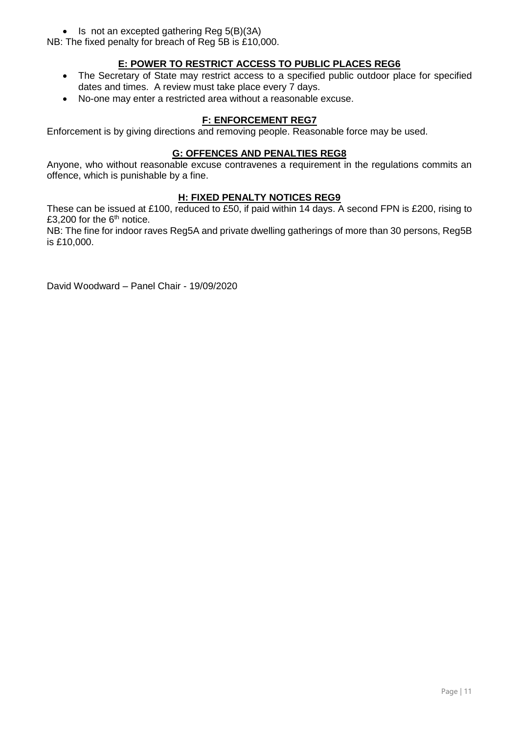- Is not an excepted gathering Reg 5(B)(3A)

NB: The fixed penalty for breach of Reg 5B is £10,000.

## **E: POWER TO RESTRICT ACCESS TO PUBLIC PLACES REG6**

- The Secretary of State may restrict access to a specified public outdoor place for specified dates and times. A review must take place every 7 days.
- No-one may enter a restricted area without a reasonable excuse.

## **F: ENFORCEMENT REG7**

Enforcement is by giving directions and removing people. Reasonable force may be used.

## **G: OFFENCES AND PENALTIES REG8**

Anyone, who without reasonable excuse contravenes a requirement in the regulations commits an offence, which is punishable by a fine.

## **H: FIXED PENALTY NOTICES REG9**

These can be issued at £100, reduced to £50, if paid within 14 days. A second FPN is £200, rising to £3,200 for the 6th notice.

NB: The fine for indoor raves Reg5A and private dwelling gatherings of more than 30 persons, Reg5B is £10,000.

David Woodward – Panel Chair - 19/09/2020